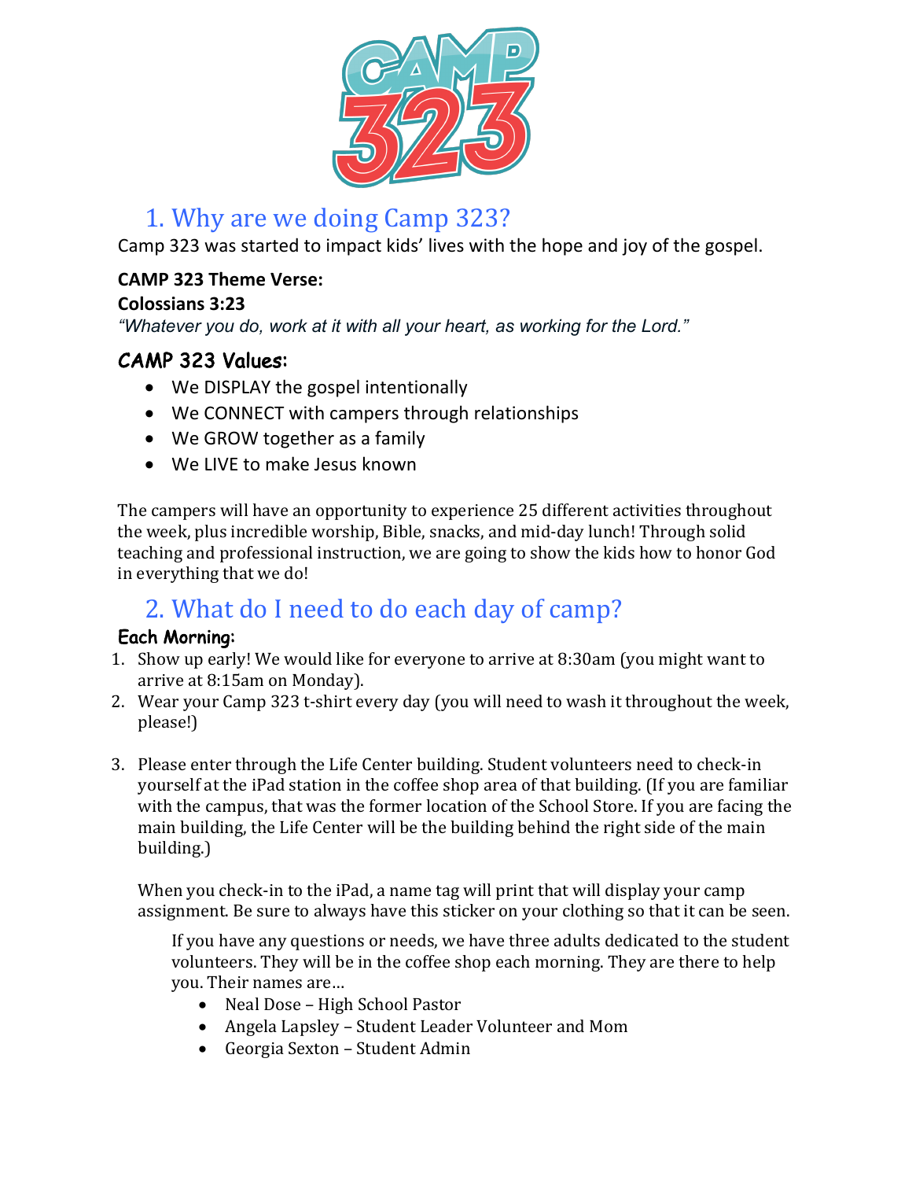# CAMP 323

## 1. Why are we doing Camp 323?

Camp 323 was started to impact kids' lives with the hope and joy of the gospel.

**CAMP 323 Theme Verse:**
**Colossians 3:23**
*"Whatever you do, work at it with all your heart, as working for the Lord."*

### CAMP 323 Values:

- We DISPLAY the gospel intentionally
- We CONNECT with campers through relationships
- We GROW together as a family
- We LIVE to make Jesus known

The campers will have an opportunity to experience 25 different activities throughout the week, plus incredible worship, Bible, snacks, and mid-day lunch! Through solid teaching and professional instruction, we are going to show the kids how to honor God in everything that we do!

## 2. What do I need to do each day of camp?

### Each Morning:

1. Show up early! We would like for everyone to arrive at 8:30am (you might want to arrive at 8:15am on Monday).
2. Wear your Camp 323 t-shirt every day (you will need to wash it throughout the week, please!)
3. Please enter through the Life Center building. Student volunteers need to check-in yourself at the iPad station in the coffee shop area of that building. (If you are familiar with the campus, that was the former location of the School Store. If you are facing the main building, the Life Center will be the building behind the right side of the main building.)

   When you check-in to the iPad, a name tag will print that will display your camp assignment. Be sure to always have this sticker on your clothing so that it can be seen.

   If you have any questions or needs, we have three adults dedicated to the student volunteers. They will be in the coffee shop each morning. They are there to help you. Their names are…

   - Neal Dose – High School Pastor
   - Angela Lapsley – Student Leader Volunteer and Mom
   - Georgia Sexton – Student Admin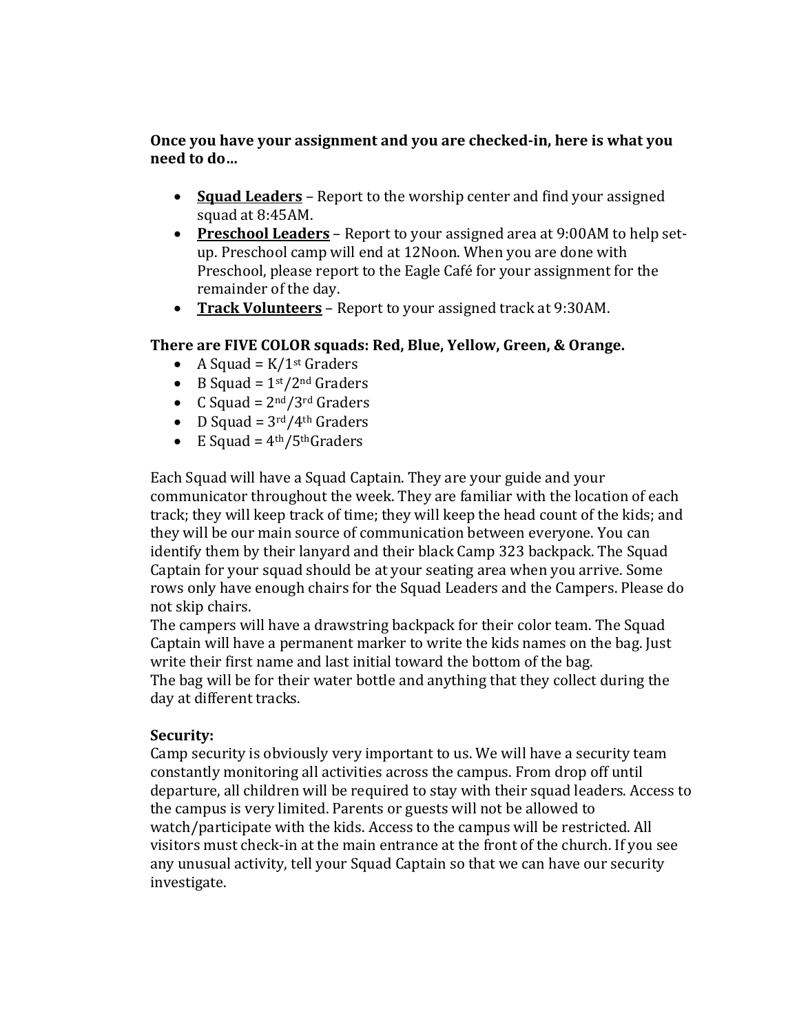**Once you have your assignment and you are checked-in, here is what you need to do…**

- **Squad Leaders** – Report to the worship center and find your assigned squad at 8:45AM.
- **Preschool Leaders** – Report to your assigned area at 9:00AM to help set-up. Preschool camp will end at 12Noon. When you are done with Preschool, please report to the Eagle Café for your assignment for the remainder of the day.
- **Track Volunteers** – Report to your assigned track at 9:30AM.

**There are FIVE COLOR squads: Red, Blue, Yellow, Green, & Orange.**

- A Squad = K/1st Graders
- B Squad = 1st/2nd Graders
- C Squad = 2nd/3rd Graders
- D Squad = 3rd/4th Graders
- E Squad = 4th/5thGraders

Each Squad will have a Squad Captain. They are your guide and your communicator throughout the week. They are familiar with the location of each track; they will keep track of time; they will keep the head count of the kids; and they will be our main source of communication between everyone. You can identify them by their lanyard and their black Camp 323 backpack. The Squad Captain for your squad should be at your seating area when you arrive. Some rows only have enough chairs for the Squad Leaders and the Campers. Please do not skip chairs.

The campers will have a drawstring backpack for their color team. The Squad Captain will have a permanent marker to write the kids names on the bag. Just write their first name and last initial toward the bottom of the bag.

The bag will be for their water bottle and anything that they collect during the day at different tracks.

**Security:**

Camp security is obviously very important to us. We will have a security team constantly monitoring all activities across the campus. From drop off until departure, all children will be required to stay with their squad leaders. Access to the campus is very limited. Parents or guests will not be allowed to watch/participate with the kids. Access to the campus will be restricted. All visitors must check-in at the main entrance at the front of the church. If you see any unusual activity, tell your Squad Captain so that we can have our security investigate.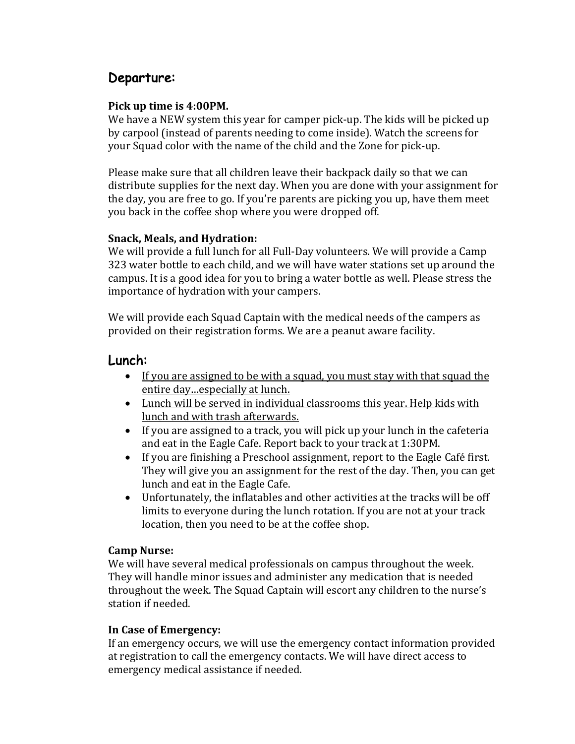## Departure:

**Pick up time is 4:00PM.**
We have a NEW system this year for camper pick-up. The kids will be picked up by carpool (instead of parents needing to come inside). Watch the screens for your Squad color with the name of the child and the Zone for pick-up.

Please make sure that all children leave their backpack daily so that we can distribute supplies for the next day. When you are done with your assignment for the day, you are free to go. If you're parents are picking you up, have them meet you back in the coffee shop where you were dropped off.

**Snack, Meals, and Hydration:**
We will provide a full lunch for all Full-Day volunteers. We will provide a Camp 323 water bottle to each child, and we will have water stations set up around the campus. It is a good idea for you to bring a water bottle as well. Please stress the importance of hydration with your campers.

We will provide each Squad Captain with the medical needs of the campers as provided on their registration forms. We are a peanut aware facility.

## Lunch:

- <u>If you are assigned to be with a squad, you must stay with that squad the entire day…especially at lunch.</u>
- <u>Lunch will be served in individual classrooms this year. Help kids with lunch and with trash afterwards.</u>
- If you are assigned to a track, you will pick up your lunch in the cafeteria and eat in the Eagle Cafe. Report back to your track at 1:30PM.
- If you are finishing a Preschool assignment, report to the Eagle Café first. They will give you an assignment for the rest of the day. Then, you can get lunch and eat in the Eagle Cafe.
- Unfortunately, the inflatables and other activities at the tracks will be off limits to everyone during the lunch rotation. If you are not at your track location, then you need to be at the coffee shop.

**Camp Nurse:**
We will have several medical professionals on campus throughout the week. They will handle minor issues and administer any medication that is needed throughout the week. The Squad Captain will escort any children to the nurse's station if needed.

**In Case of Emergency:**
If an emergency occurs, we will use the emergency contact information provided at registration to call the emergency contacts. We will have direct access to emergency medical assistance if needed.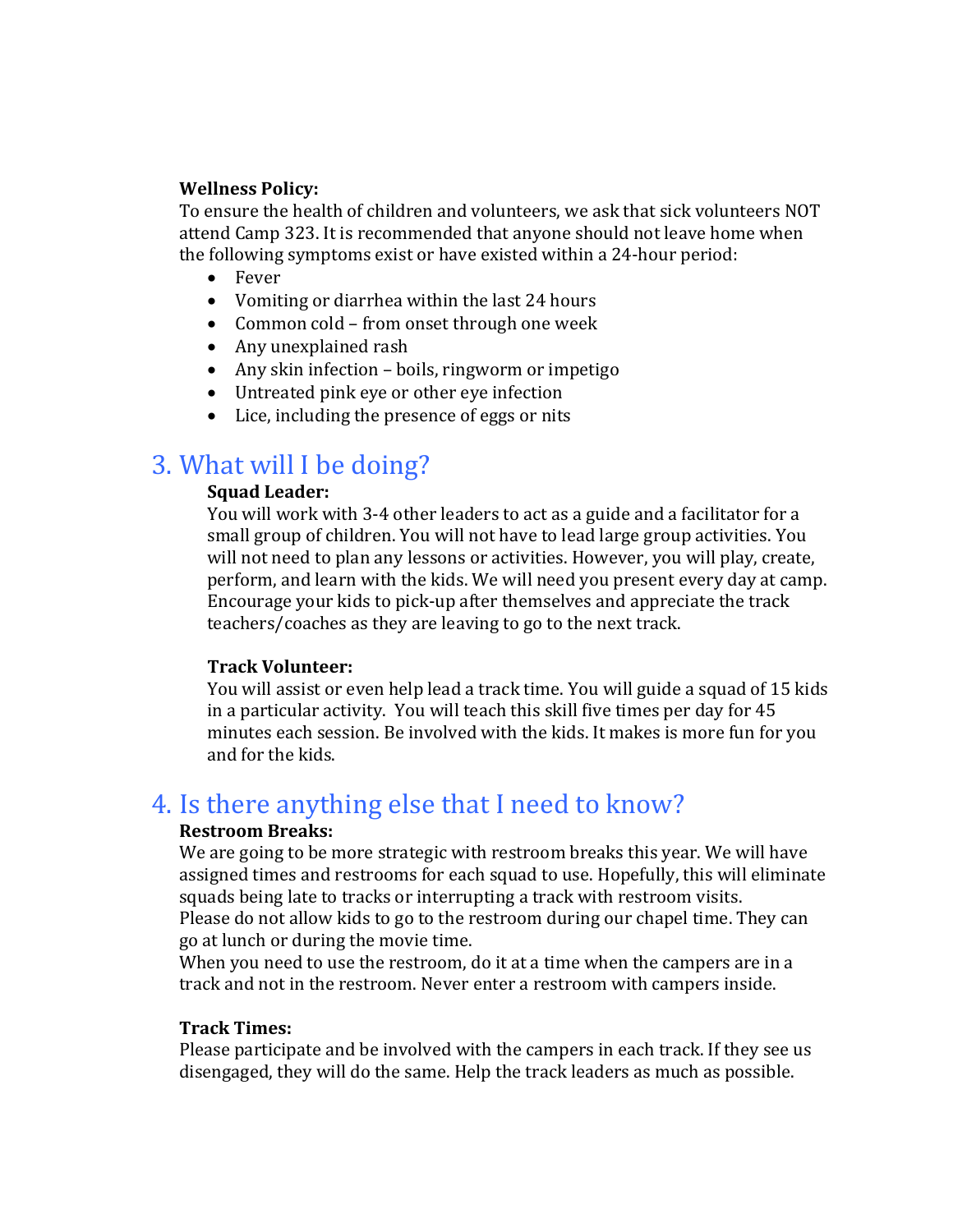**Wellness Policy:**
To ensure the health of children and volunteers, we ask that sick volunteers NOT attend Camp 323. It is recommended that anyone should not leave home when the following symptoms exist or have existed within a 24-hour period:

- Fever
- Vomiting or diarrhea within the last 24 hours
- Common cold – from onset through one week
- Any unexplained rash
- Any skin infection – boils, ringworm or impetigo
- Untreated pink eye or other eye infection
- Lice, including the presence of eggs or nits

## 3. What will I be doing?

**Squad Leader:**
You will work with 3-4 other leaders to act as a guide and a facilitator for a small group of children. You will not have to lead large group activities. You will not need to plan any lessons or activities. However, you will play, create, perform, and learn with the kids. We will need you present every day at camp. Encourage your kids to pick-up after themselves and appreciate the track teachers/coaches as they are leaving to go to the next track.

**Track Volunteer:**
You will assist or even help lead a track time. You will guide a squad of 15 kids in a particular activity. You will teach this skill five times per day for 45 minutes each session. Be involved with the kids. It makes is more fun for you and for the kids.

## 4. Is there anything else that I need to know?

**Restroom Breaks:**
We are going to be more strategic with restroom breaks this year. We will have assigned times and restrooms for each squad to use. Hopefully, this will eliminate squads being late to tracks or interrupting a track with restroom visits.
Please do not allow kids to go to the restroom during our chapel time. They can go at lunch or during the movie time.
When you need to use the restroom, do it at a time when the campers are in a track and not in the restroom. Never enter a restroom with campers inside.

**Track Times:**
Please participate and be involved with the campers in each track. If they see us disengaged, they will do the same. Help the track leaders as much as possible.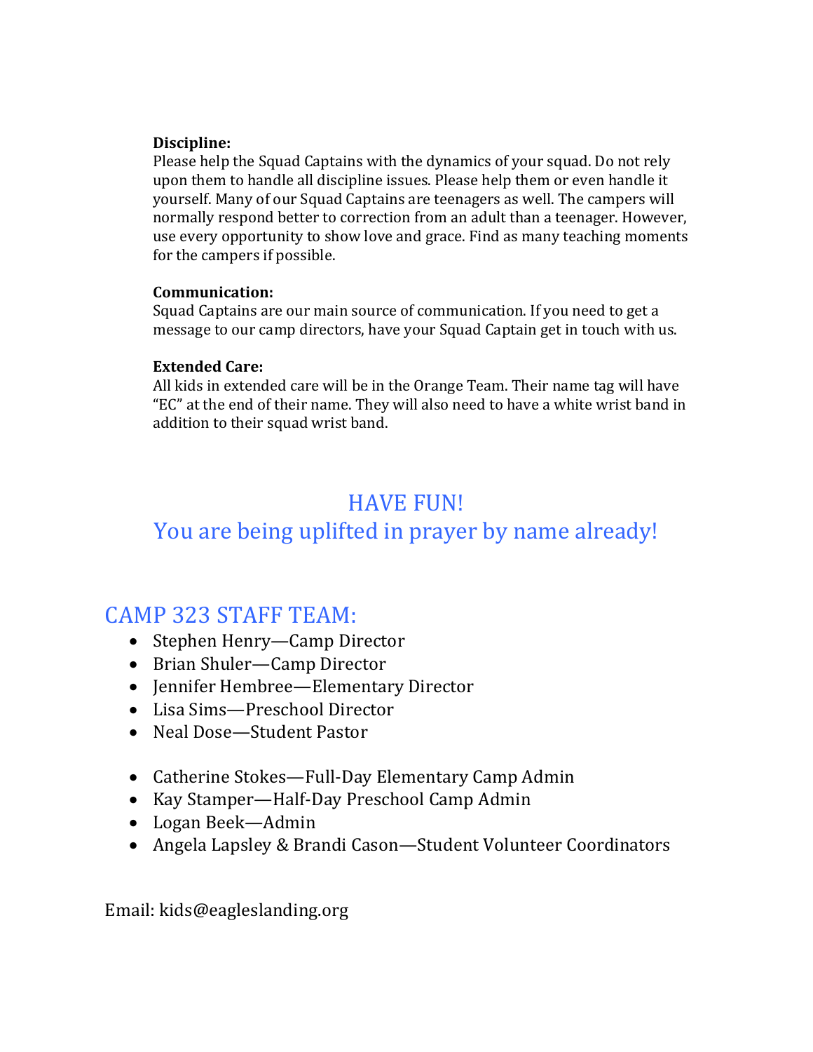**Discipline:**
Please help the Squad Captains with the dynamics of your squad. Do not rely upon them to handle all discipline issues. Please help them or even handle it yourself. Many of our Squad Captains are teenagers as well. The campers will normally respond better to correction from an adult than a teenager. However, use every opportunity to show love and grace. Find as many teaching moments for the campers if possible.

**Communication:**
Squad Captains are our main source of communication. If you need to get a message to our camp directors, have your Squad Captain get in touch with us.

**Extended Care:**
All kids in extended care will be in the Orange Team. Their name tag will have "EC" at the end of their name. They will also need to have a white wrist band in addition to their squad wrist band.

HAVE FUN!

You are being uplifted in prayer by name already!

## CAMP 323 STAFF TEAM:

- Stephen Henry—Camp Director
- Brian Shuler—Camp Director
- Jennifer Hembree—Elementary Director
- Lisa Sims—Preschool Director
- Neal Dose—Student Pastor

- Catherine Stokes—Full-Day Elementary Camp Admin
- Kay Stamper—Half-Day Preschool Camp Admin
- Logan Beek—Admin
- Angela Lapsley & Brandi Cason—Student Volunteer Coordinators

Email: kids@eagleslanding.org